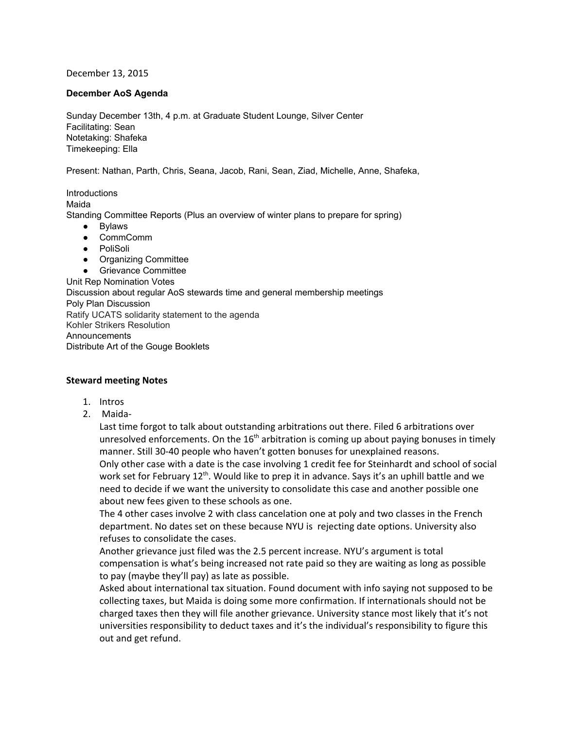December 13, 2015

**December AoS Agenda**

Sunday December 13th, 4 p.m. at Graduate Student Lounge, Silver Center
Facilitating: Sean
Notetaking: Shafeka
Timekeeping: Ella

Present: Nathan, Parth, Chris, Seana, Jacob, Rani, Sean, Ziad, Michelle, Anne, Shafeka,

Introductions
Maida
Standing Committee Reports (Plus an overview of winter plans to prepare for spring)

- Bylaws
- CommComm
- PoliSoli
- Organizing Committee
- Grievance Committee

Unit Rep Nomination Votes
Discussion about regular AoS stewards time and general membership meetings
Poly Plan Discussion
Ratify UCATS solidarity statement to the agenda
Kohler Strikers Resolution
Announcements
Distribute Art of the Gouge Booklets

**Steward meeting Notes**

1. Intros
2. Maida-
   Last time forgot to talk about outstanding arbitrations out there. Filed 6 arbitrations over unresolved enforcements. On the 16th arbitration is coming up about paying bonuses in timely manner. Still 30-40 people who haven't gotten bonuses for unexplained reasons.
   Only other case with a date is the case involving 1 credit fee for Steinhardt and school of social work set for February 12th. Would like to prep it in advance. Says it's an uphill battle and we need to decide if we want the university to consolidate this case and another possible one about new fees given to these schools as one.
   The 4 other cases involve 2 with class cancelation one at poly and two classes in the French department. No dates set on these because NYU is rejecting date options. University also refuses to consolidate the cases.
   Another grievance just filed was the 2.5 percent increase. NYU's argument is total compensation is what's being increased not rate paid so they are waiting as long as possible to pay (maybe they'll pay) as late as possible.
   Asked about international tax situation. Found document with info saying not supposed to be collecting taxes, but Maida is doing some more confirmation. If internationals should not be charged taxes then they will file another grievance. University stance most likely that it's not universities responsibility to deduct taxes and it's the individual's responsibility to figure this out and get refund.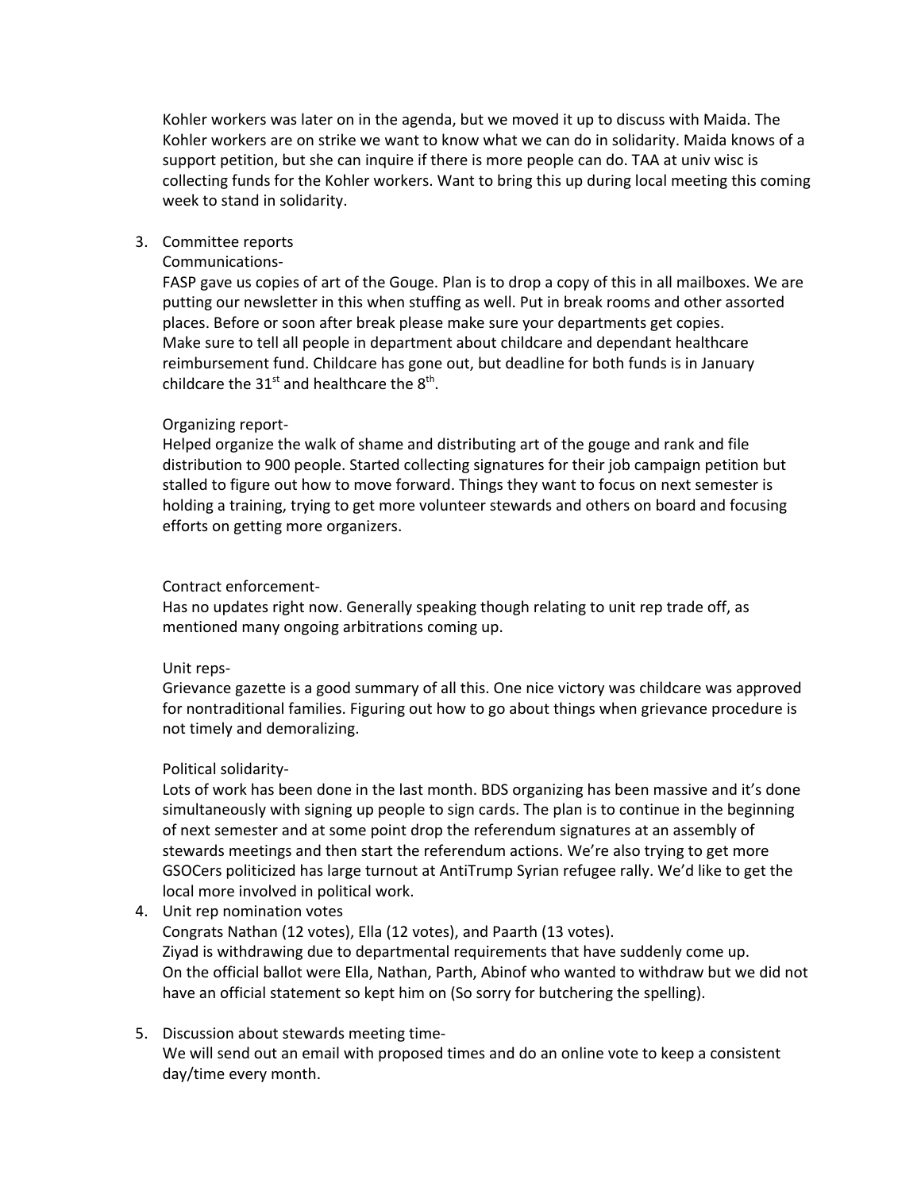Kohler workers was later on in the agenda, but we moved it up to discuss with Maida. The Kohler workers are on strike we want to know what we can do in solidarity. Maida knows of a support petition, but she can inquire if there is more people can do. TAA at univ wisc is collecting funds for the Kohler workers. Want to bring this up during local meeting this coming week to stand in solidarity.

3. Committee reports

   Communications-

   FASP gave us copies of art of the Gouge. Plan is to drop a copy of this in all mailboxes. We are putting our newsletter in this when stuffing as well. Put in break rooms and other assorted places. Before or soon after break please make sure your departments get copies.
   Make sure to tell all people in department about childcare and dependant healthcare reimbursement fund. Childcare has gone out, but deadline for both funds is in January childcare the 31st and healthcare the 8th.

   Organizing report-

   Helped organize the walk of shame and distributing art of the gouge and rank and file distribution to 900 people. Started collecting signatures for their job campaign petition but stalled to figure out how to move forward. Things they want to focus on next semester is holding a training, trying to get more volunteer stewards and others on board and focusing efforts on getting more organizers.

   Contract enforcement-

   Has no updates right now. Generally speaking though relating to unit rep trade off, as mentioned many ongoing arbitrations coming up.

   Unit reps-

   Grievance gazette is a good summary of all this. One nice victory was childcare was approved for nontraditional families. Figuring out how to go about things when grievance procedure is not timely and demoralizing.

   Political solidarity-

   Lots of work has been done in the last month. BDS organizing has been massive and it's done simultaneously with signing up people to sign cards. The plan is to continue in the beginning of next semester and at some point drop the referendum signatures at an assembly of stewards meetings and then start the referendum actions. We're also trying to get more GSOCers politicized has large turnout at AntiTrump Syrian refugee rally. We'd like to get the local more involved in political work.

4. Unit rep nomination votes

   Congrats Nathan (12 votes), Ella (12 votes), and Paarth (13 votes).
   Ziyad is withdrawing due to departmental requirements that have suddenly come up.
   On the official ballot were Ella, Nathan, Parth, Abinof who wanted to withdraw but we did not have an official statement so kept him on (So sorry for butchering the spelling).

5. Discussion about stewards meeting time-

   We will send out an email with proposed times and do an online vote to keep a consistent day/time every month.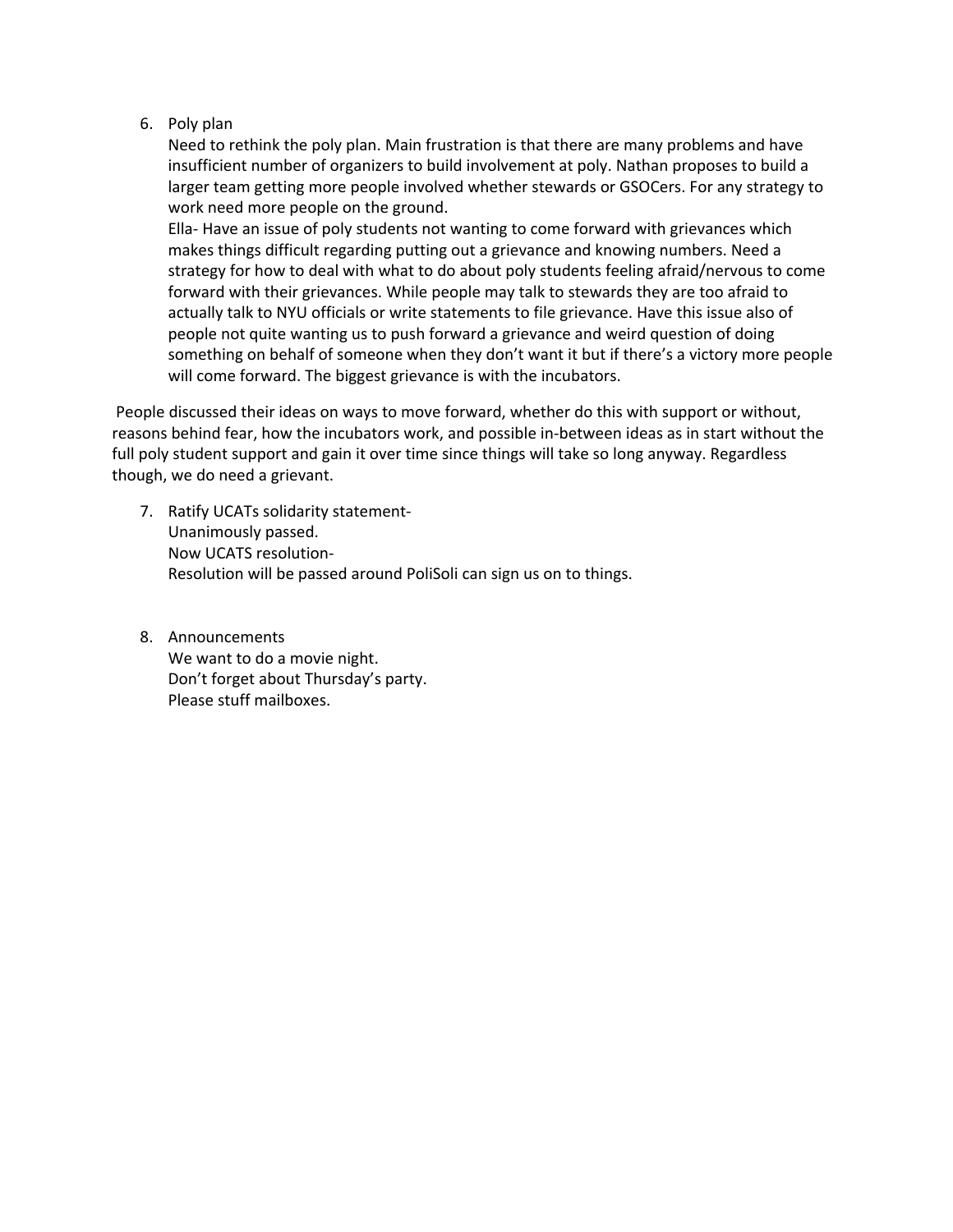6. Poly plan

   Need to rethink the poly plan. Main frustration is that there are many problems and have insufficient number of organizers to build involvement at poly. Nathan proposes to build a larger team getting more people involved whether stewards or GSOCers. For any strategy to work need more people on the ground.

   Ella- Have an issue of poly students not wanting to come forward with grievances which makes things difficult regarding putting out a grievance and knowing numbers. Need a strategy for how to deal with what to do about poly students feeling afraid/nervous to come forward with their grievances. While people may talk to stewards they are too afraid to actually talk to NYU officials or write statements to file grievance. Have this issue also of people not quite wanting us to push forward a grievance and weird question of doing something on behalf of someone when they don't want it but if there's a victory more people will come forward. The biggest grievance is with the incubators.

People discussed their ideas on ways to move forward, whether do this with support or without, reasons behind fear, how the incubators work, and possible in-between ideas as in start without the full poly student support and gain it over time since things will take so long anyway. Regardless though, we do need a grievant.

7. Ratify UCATs solidarity statement-

   Unanimously passed.

   Now UCATS resolution-

   Resolution will be passed around PoliSoli can sign us on to things.

8. Announcements

   We want to do a movie night.

   Don't forget about Thursday's party.

   Please stuff mailboxes.